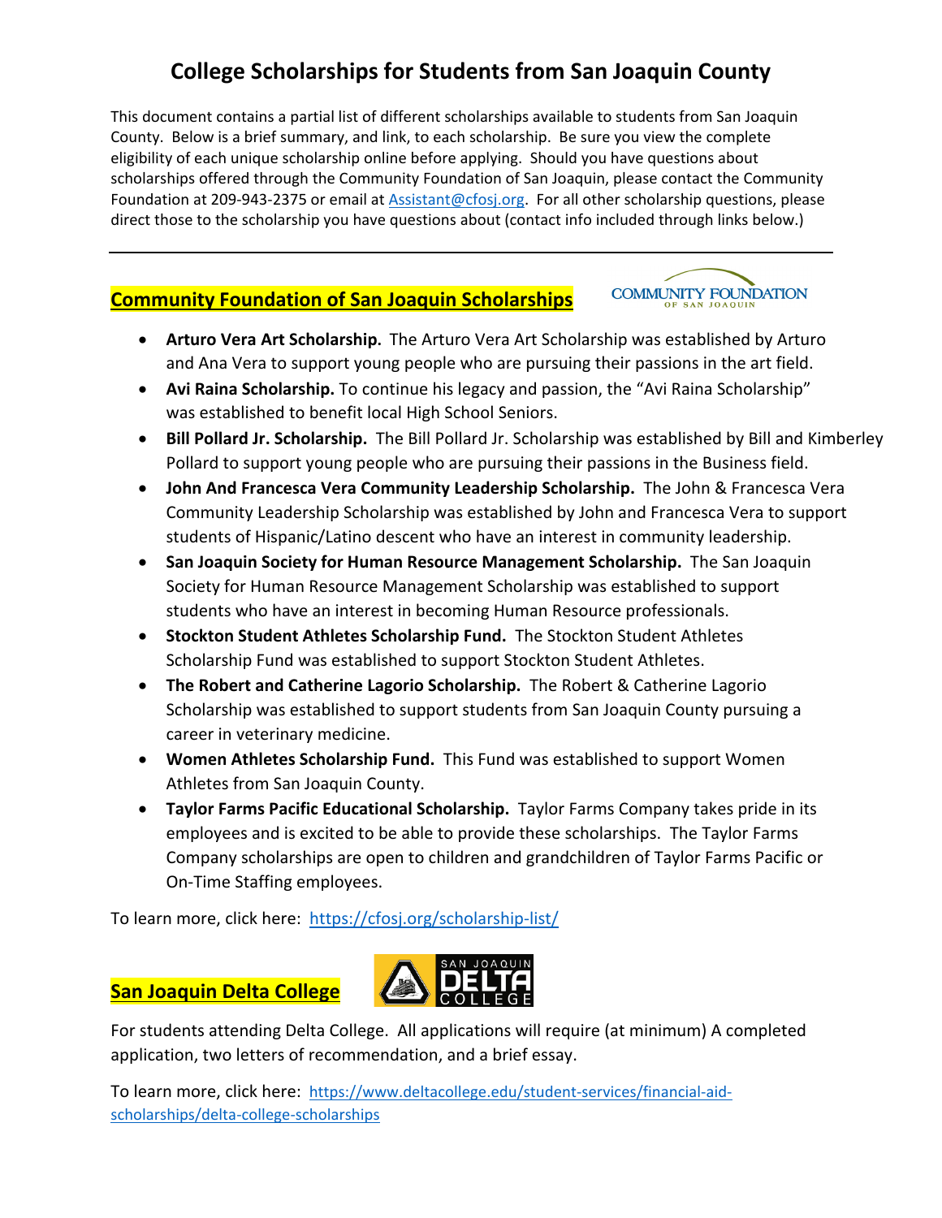# College Scholarships for Students from San Joaquin County

This document contains a partial list of different scholarships available to students from San Joaquin County. Below is a brief summary, and link, to each scholarship. Be sure you view the complete eligibility of each unique scholarship online before applying. Should you have questions about scholarships offered through the Community Foundation of San Joaquin, please contact the Community Foundation at 209-943-2375 or email at Assistant@cfosj.org. For all other scholarship questions, please direct those to the scholarship you have questions about (contact info included through links below.)

---

## Community Foundation of San Joaquin Scholarships

- **Arturo Vera Art Scholarship.** The Arturo Vera Art Scholarship was established by Arturo and Ana Vera to support young people who are pursuing their passions in the art field.
- **Avi Raina Scholarship.** To continue his legacy and passion, the "Avi Raina Scholarship" was established to benefit local High School Seniors.
- **Bill Pollard Jr. Scholarship.** The Bill Pollard Jr. Scholarship was established by Bill and Kimberley Pollard to support young people who are pursuing their passions in the Business field.
- **John And Francesca Vera Community Leadership Scholarship.** The John & Francesca Vera Community Leadership Scholarship was established by John and Francesca Vera to support students of Hispanic/Latino descent who have an interest in community leadership.
- **San Joaquin Society for Human Resource Management Scholarship.** The San Joaquin Society for Human Resource Management Scholarship was established to support students who have an interest in becoming Human Resource professionals.
- **Stockton Student Athletes Scholarship Fund.** The Stockton Student Athletes Scholarship Fund was established to support Stockton Student Athletes.
- **The Robert and Catherine Lagorio Scholarship.** The Robert & Catherine Lagorio Scholarship was established to support students from San Joaquin County pursuing a career in veterinary medicine.
- **Women Athletes Scholarship Fund.** This Fund was established to support Women Athletes from San Joaquin County.
- **Taylor Farms Pacific Educational Scholarship.** Taylor Farms Company takes pride in its employees and is excited to be able to provide these scholarships. The Taylor Farms Company scholarships are open to children and grandchildren of Taylor Farms Pacific or On-Time Staffing employees.

To learn more, click here: https://cfosj.org/scholarship-list/

## San Joaquin Delta College

For students attending Delta College. All applications will require (at minimum) A completed application, two letters of recommendation, and a brief essay.

To learn more, click here: https://www.deltacollege.edu/student-services/financial-aid-scholarships/delta-college-scholarships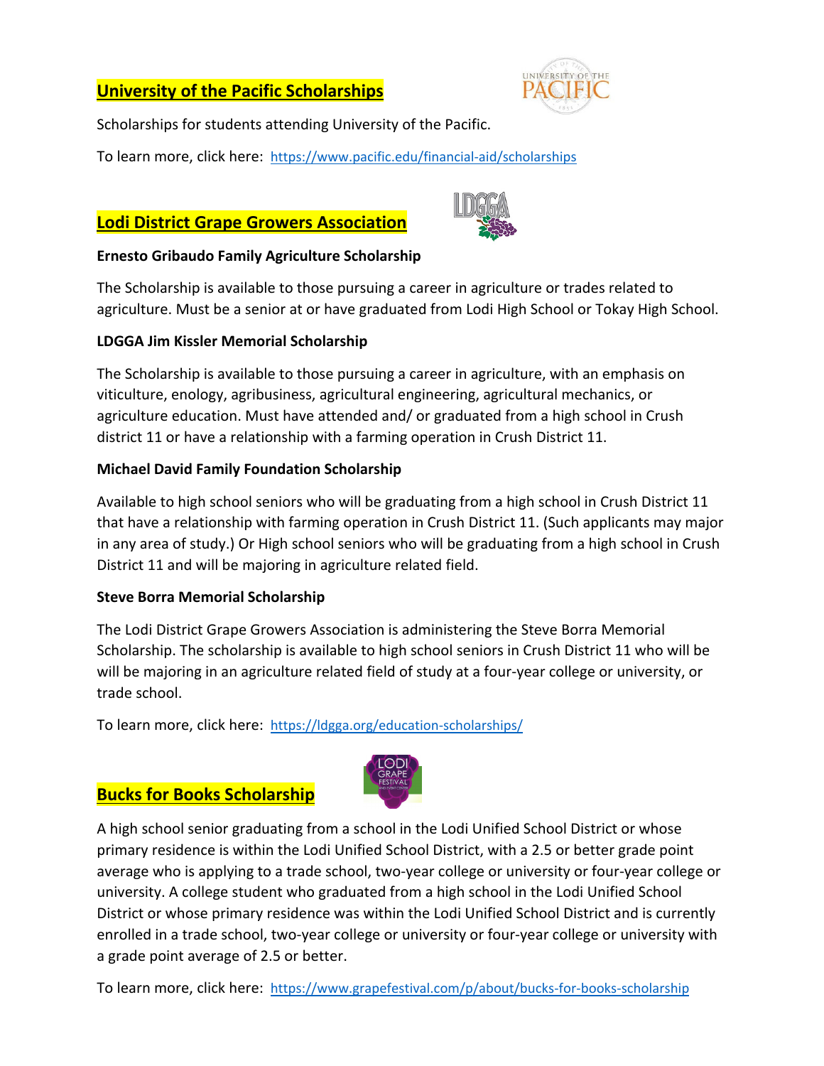## University of the Pacific Scholarships

Scholarships for students attending University of the Pacific.

To learn more, click here: https://www.pacific.edu/financial-aid/scholarships

## Lodi District Grape Growers Association

**Ernesto Gribaudo Family Agriculture Scholarship**

The Scholarship is available to those pursuing a career in agriculture or trades related to agriculture. Must be a senior at or have graduated from Lodi High School or Tokay High School.

**LDGGA Jim Kissler Memorial Scholarship**

The Scholarship is available to those pursuing a career in agriculture, with an emphasis on viticulture, enology, agribusiness, agricultural engineering, agricultural mechanics, or agriculture education. Must have attended and/ or graduated from a high school in Crush district 11 or have a relationship with a farming operation in Crush District 11.

**Michael David Family Foundation Scholarship**

Available to high school seniors who will be graduating from a high school in Crush District 11 that have a relationship with farming operation in Crush District 11. (Such applicants may major in any area of study.) Or High school seniors who will be graduating from a high school in Crush District 11 and will be majoring in agriculture related field.

**Steve Borra Memorial Scholarship**

The Lodi District Grape Growers Association is administering the Steve Borra Memorial Scholarship. The scholarship is available to high school seniors in Crush District 11 who will be will be majoring in an agriculture related field of study at a four-year college or university, or trade school.

To learn more, click here: https://ldgga.org/education-scholarships/

## Bucks for Books Scholarship

A high school senior graduating from a school in the Lodi Unified School District or whose primary residence is within the Lodi Unified School District, with a 2.5 or better grade point average who is applying to a trade school, two-year college or university or four-year college or university. A college student who graduated from a high school in the Lodi Unified School District or whose primary residence was within the Lodi Unified School District and is currently enrolled in a trade school, two-year college or university or four-year college or university with a grade point average of 2.5 or better.

To learn more, click here: https://www.grapefestival.com/p/about/bucks-for-books-scholarship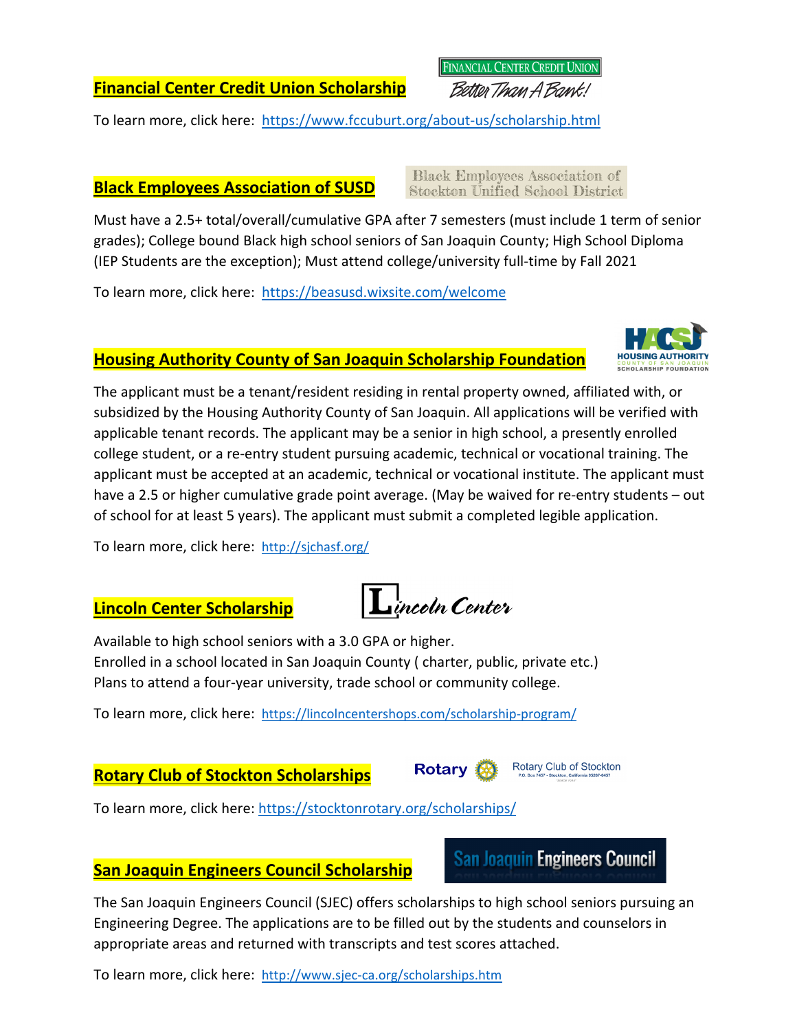## Financial Center Credit Union Scholarship

To learn more, click here: https://www.fccuburt.org/about-us/scholarship.html

## Black Employees Association of SUSD

Must have a 2.5+ total/overall/cumulative GPA after 7 semesters (must include 1 term of senior grades); College bound Black high school seniors of San Joaquin County; High School Diploma (IEP Students are the exception); Must attend college/university full-time by Fall 2021

To learn more, click here: https://beasusd.wixsite.com/welcome

## Housing Authority County of San Joaquin Scholarship Foundation

The applicant must be a tenant/resident residing in rental property owned, affiliated with, or subsidized by the Housing Authority County of San Joaquin. All applications will be verified with applicable tenant records. The applicant may be a senior in high school, a presently enrolled college student, or a re-entry student pursuing academic, technical or vocational training. The applicant must be accepted at an academic, technical or vocational institute. The applicant must have a 2.5 or higher cumulative grade point average. (May be waived for re-entry students – out of school for at least 5 years). The applicant must submit a completed legible application.

To learn more, click here: http://sjchasf.org/

## Lincoln Center Scholarship

Available to high school seniors with a 3.0 GPA or higher.
Enrolled in a school located in San Joaquin County ( charter, public, private etc.)
Plans to attend a four-year university, trade school or community college.

To learn more, click here: https://lincolncentershops.com/scholarship-program/

## Rotary Club of Stockton Scholarships

To learn more, click here: https://stocktonrotary.org/scholarships/

## San Joaquin Engineers Council Scholarship

The San Joaquin Engineers Council (SJEC) offers scholarships to high school seniors pursuing an Engineering Degree. The applications are to be filled out by the students and counselors in appropriate areas and returned with transcripts and test scores attached.

To learn more, click here: http://www.sjec-ca.org/scholarships.htm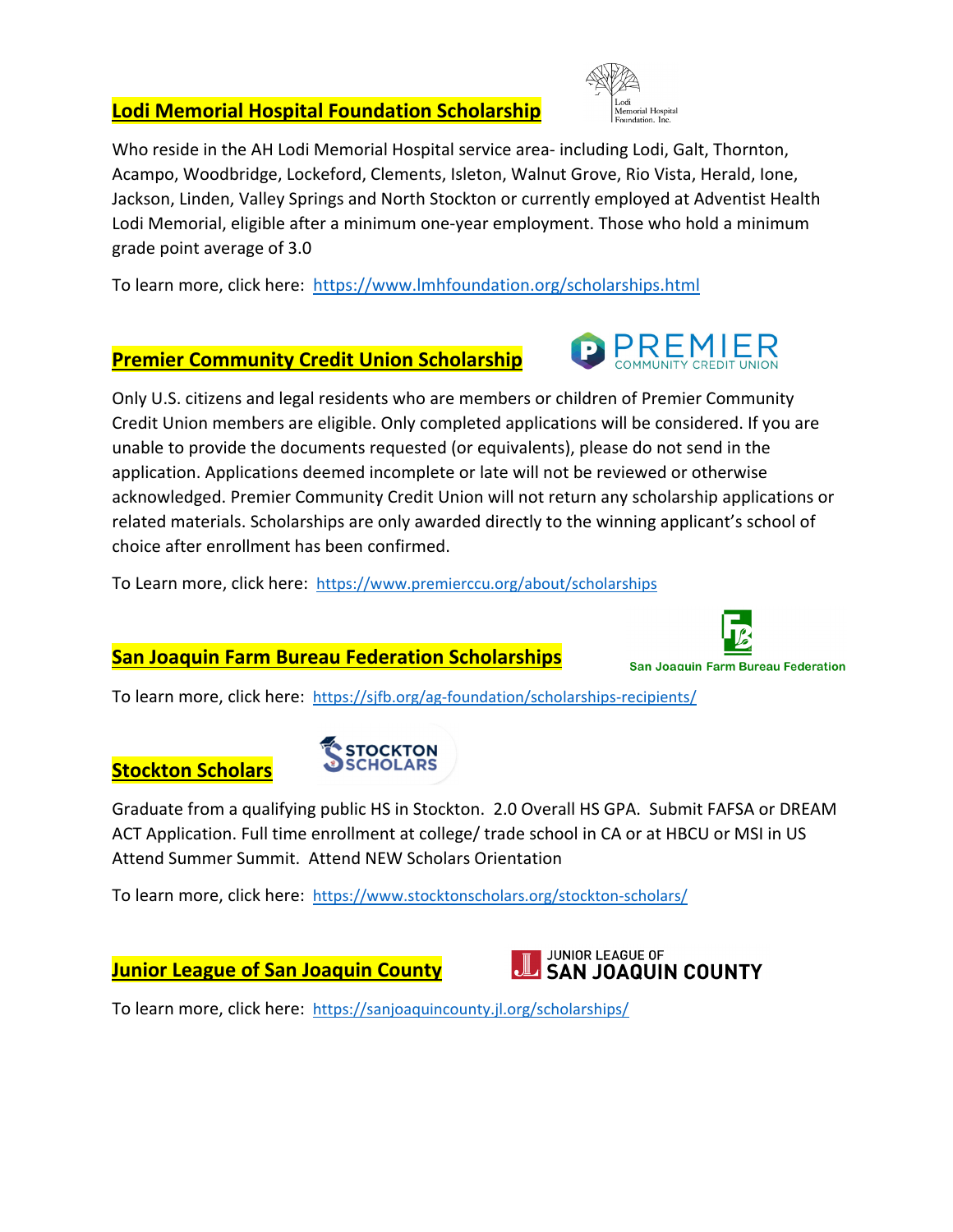## Lodi Memorial Hospital Foundation Scholarship

Who reside in the AH Lodi Memorial Hospital service area- including Lodi, Galt, Thornton, Acampo, Woodbridge, Lockeford, Clements, Isleton, Walnut Grove, Rio Vista, Herald, Ione, Jackson, Linden, Valley Springs and North Stockton or currently employed at Adventist Health Lodi Memorial, eligible after a minimum one-year employment. Those who hold a minimum grade point average of 3.0

To learn more, click here: https://www.lmhfoundation.org/scholarships.html

## Premier Community Credit Union Scholarship

Only U.S. citizens and legal residents who are members or children of Premier Community Credit Union members are eligible. Only completed applications will be considered. If you are unable to provide the documents requested (or equivalents), please do not send in the application. Applications deemed incomplete or late will not be reviewed or otherwise acknowledged. Premier Community Credit Union will not return any scholarship applications or related materials. Scholarships are only awarded directly to the winning applicant's school of choice after enrollment has been confirmed.

To Learn more, click here: https://www.premierccu.org/about/scholarships

## San Joaquin Farm Bureau Federation Scholarships

To learn more, click here: https://sjfb.org/ag-foundation/scholarships-recipients/

## Stockton Scholars

Graduate from a qualifying public HS in Stockton. 2.0 Overall HS GPA. Submit FAFSA or DREAM ACT Application. Full time enrollment at college/ trade school in CA or at HBCU or MSI in US Attend Summer Summit. Attend NEW Scholars Orientation

To learn more, click here: https://www.stocktonscholars.org/stockton-scholars/

## Junior League of San Joaquin County

To learn more, click here: https://sanjoaquincounty.jl.org/scholarships/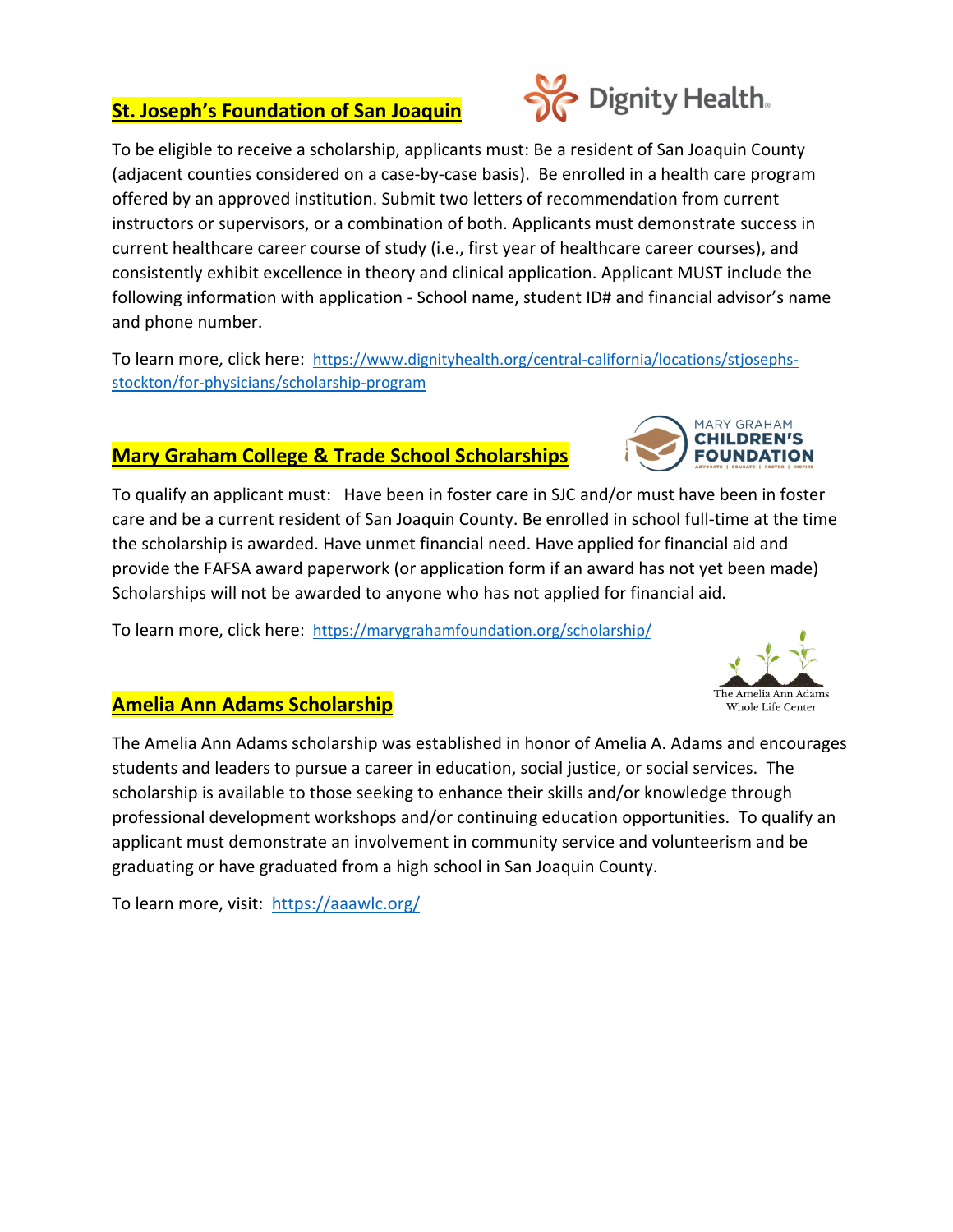## St. Joseph's Foundation of San Joaquin

To be eligible to receive a scholarship, applicants must: Be a resident of San Joaquin County (adjacent counties considered on a case-by-case basis). Be enrolled in a health care program offered by an approved institution. Submit two letters of recommendation from current instructors or supervisors, or a combination of both. Applicants must demonstrate success in current healthcare career course of study (i.e., first year of healthcare career courses), and consistently exhibit excellence in theory and clinical application. Applicant MUST include the following information with application - School name, student ID# and financial advisor's name and phone number.

To learn more, click here: https://www.dignityhealth.org/central-california/locations/stjosephs-stockton/for-physicians/scholarship-program

## Mary Graham College & Trade School Scholarships

To qualify an applicant must: Have been in foster care in SJC and/or must have been in foster care and be a current resident of San Joaquin County. Be enrolled in school full-time at the time the scholarship is awarded. Have unmet financial need. Have applied for financial aid and provide the FAFSA award paperwork (or application form if an award has not yet been made) Scholarships will not be awarded to anyone who has not applied for financial aid.

To learn more, click here: https://marygrahamfoundation.org/scholarship/

## Amelia Ann Adams Scholarship

The Amelia Ann Adams scholarship was established in honor of Amelia A. Adams and encourages students and leaders to pursue a career in education, social justice, or social services. The scholarship is available to those seeking to enhance their skills and/or knowledge through professional development workshops and/or continuing education opportunities. To qualify an applicant must demonstrate an involvement in community service and volunteerism and be graduating or have graduated from a high school in San Joaquin County.

To learn more, visit: https://aaawlc.org/